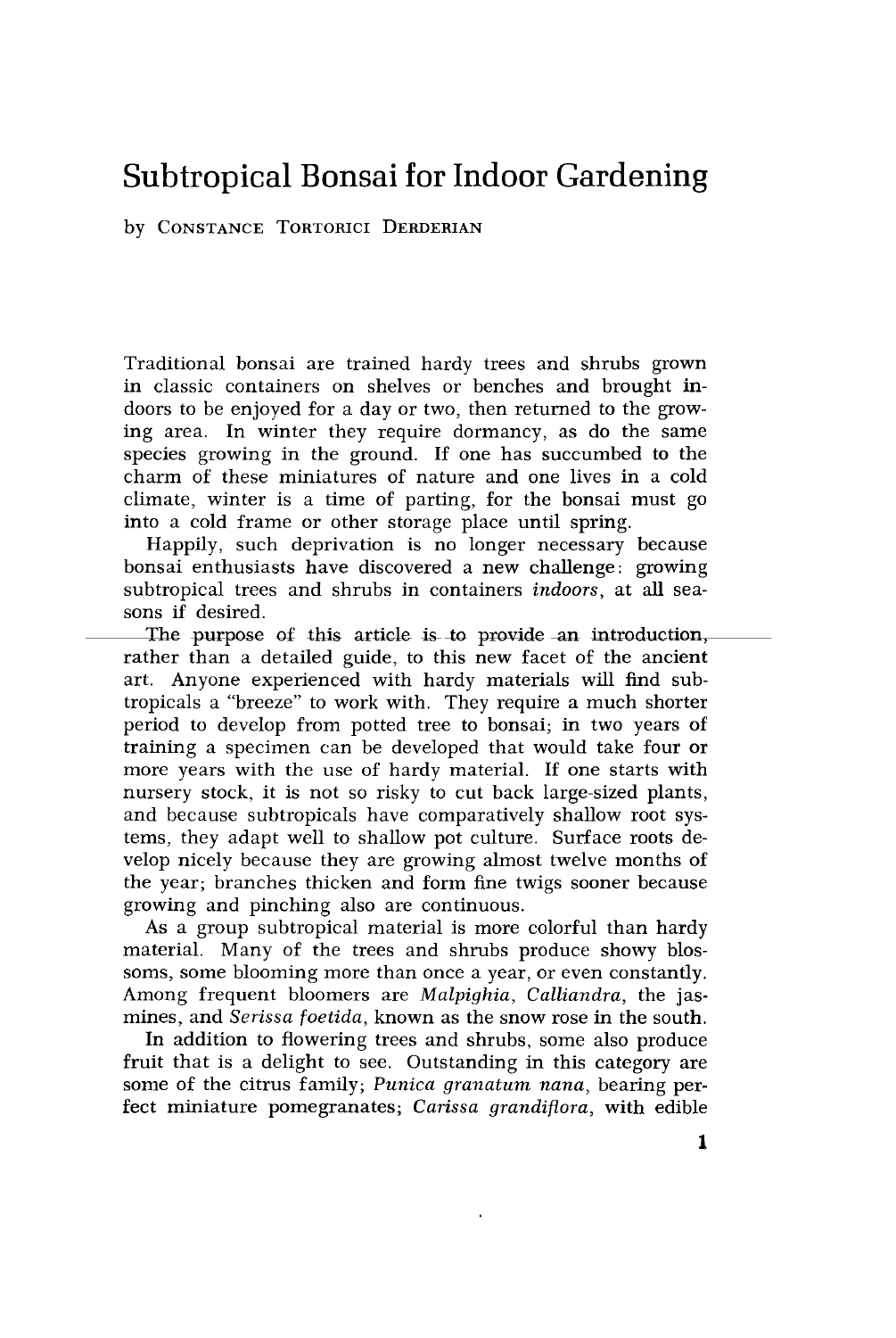# Subtropical Bonsai for Indoor Gardening

by Constance Tortorici Derderian

Traditional bonsai are trained hardy trees and shrubs grown in classic containers on shelves or benches and brought indoors to be enjoyed for a day or two, then returned to the growing area. In winter they require dormancy, as do the same species growing in the ground. If one has succumbed to the charm of these miniatures of nature and one lives in a cold climate, winter is a time of parting, for the bonsai must go into a cold frame or other storage place until spring.

Happily, such deprivation is no longer necessary because bonsai enthusiasts have discovered a new challenge: growing subtropical trees and shrubs in containers *indoors*, at all seasons if desired.

The purpose of this article is to provide an introduction, rather than a detailed guide, to this new facet of the ancient art. Anyone experienced with hardy materials will find subtropicals a "breeze" to work with. They require a much shorter period to develop from potted tree to bonsai; in two years of training a specimen can be developed that would take four or more years with the use of hardy material. If one starts with nursery stock, it is not so risky to cut back large-sized plants, and because subtropicals have comparatively shallow root systems, they adapt well to shallow pot culture. Surface roots develop nicely because they are growing almost twelve months of the year; branches thicken and form fine twigs sooner because growing and pinching also are continuous.

As a group subtropical material is more colorful than hardy material. Many of the trees and shrubs produce showy blossoms, some blooming more than once a year, or even constantly. Among frequent bloomers are *Malpighia*, *Calliandra*, the jasmines, and *Serissa foetida*, known as the snow rose in the south.

In addition to flowering trees and shrubs, some also produce fruit that is a delight to see. Outstanding in this category are some of the citrus family; *Punica granatum nana*, bearing perfect miniature pomegranates; *Carissa grandiflora*, with edible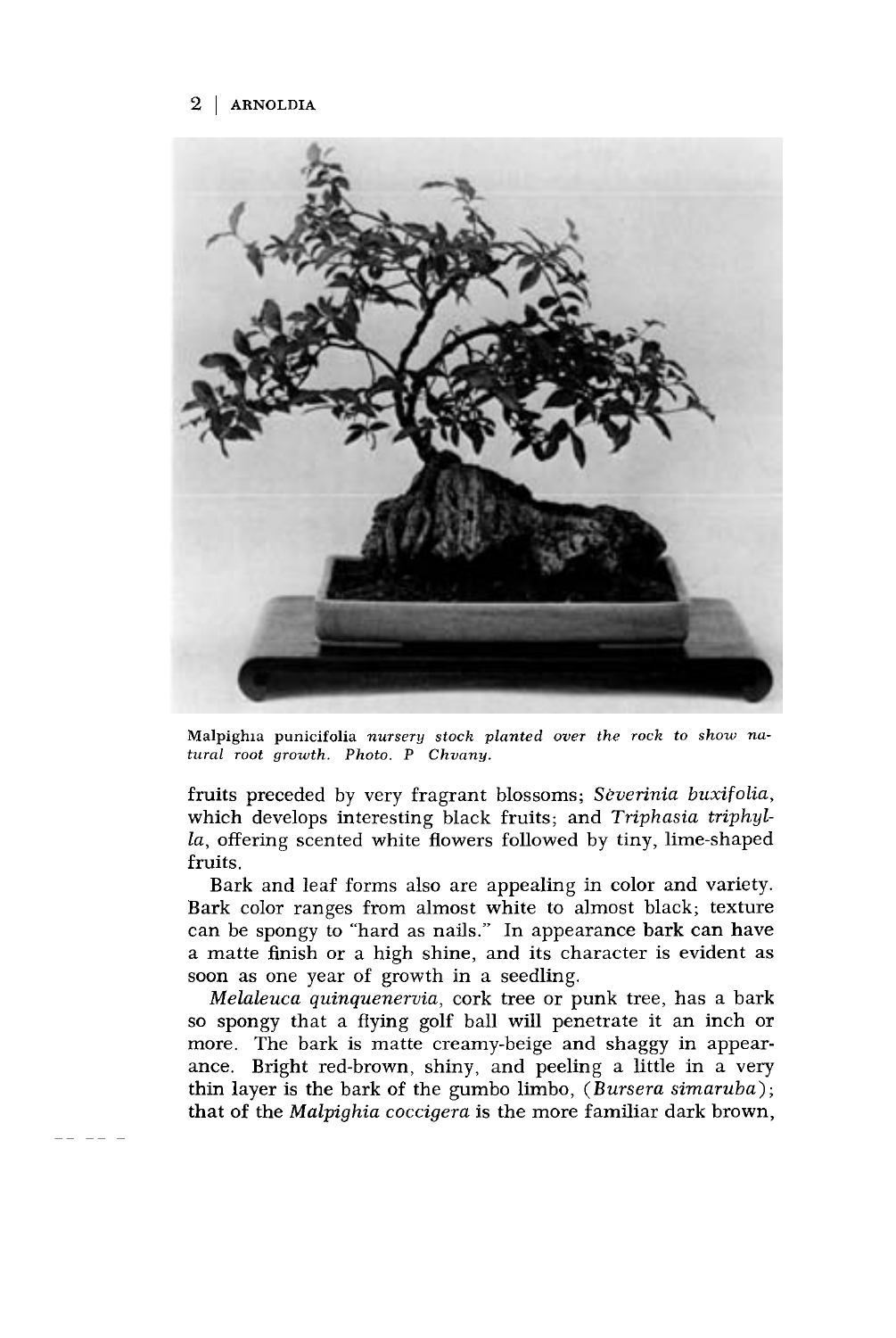Malpighia punicifolia *nursery stock planted over the rock to show natural root growth. Photo. P Chvany.*

fruits preceded by very fragrant blossoms; *Sèverinia buxifolia*, which develops interesting black fruits; and *Triphasia triphylla*, offering scented white flowers followed by tiny, lime-shaped fruits.

Bark and leaf forms also are appealing in color and variety. Bark color ranges from almost white to almost black; texture can be spongy to "hard as nails." In appearance bark can have a matte finish or a high shine, and its character is evident as soon as one year of growth in a seedling.

*Melaleuca quinquenervia*, cork tree or punk tree, has a bark so spongy that a flying golf ball will penetrate it an inch or more. The bark is matte creamy-beige and shaggy in appearance. Bright red-brown, shiny, and peeling a little in a very thin layer is the bark of the gumbo limbo, (*Bursera simaruba*); that of the *Malpighia coccigera* is the more familiar dark brown,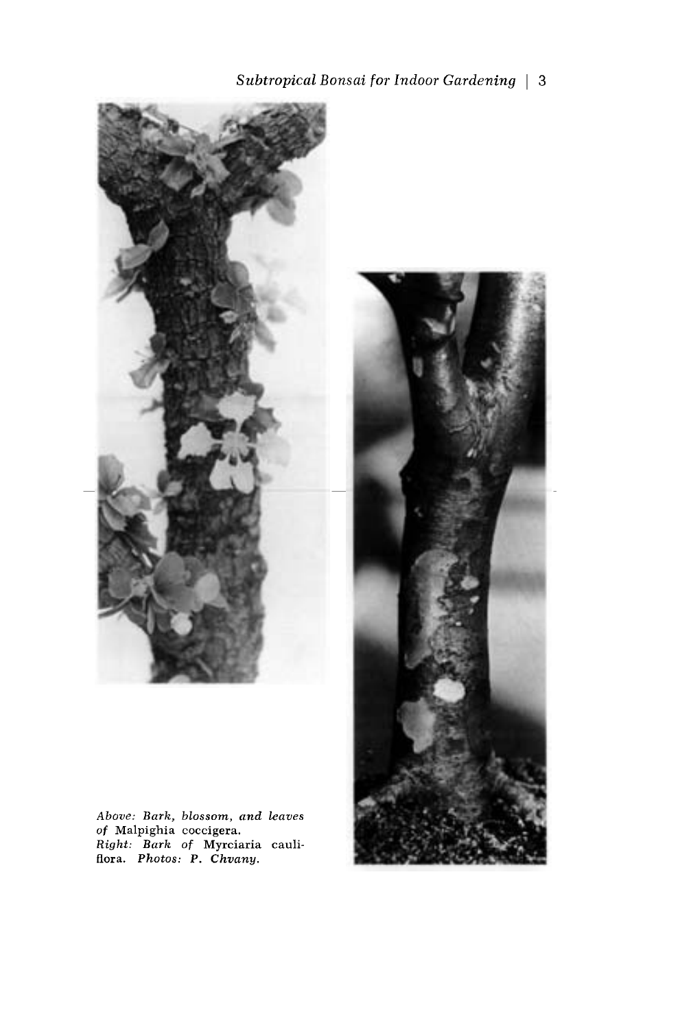*Above: Bark, blossom, and leaves of* Malpighia coccigera.
*Right: Bark of* Myrciaria cauliflora. *Photos: P. Chvany.*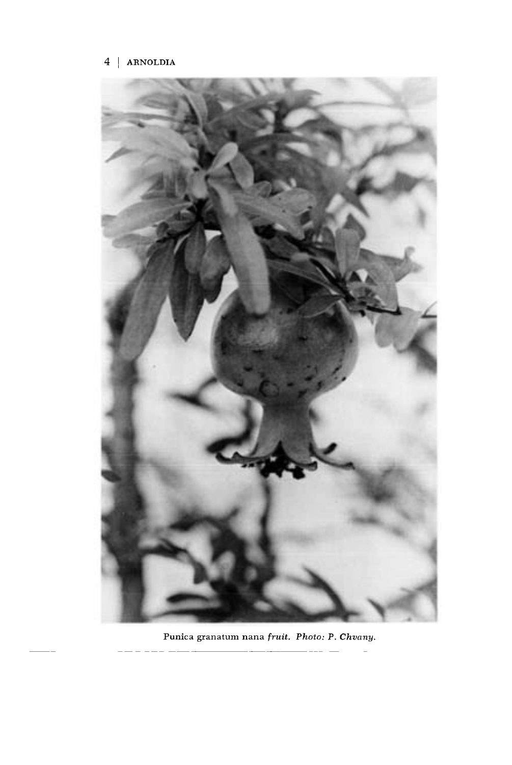*Punica granatum nana* fruit. *Photo: P. Chvany.*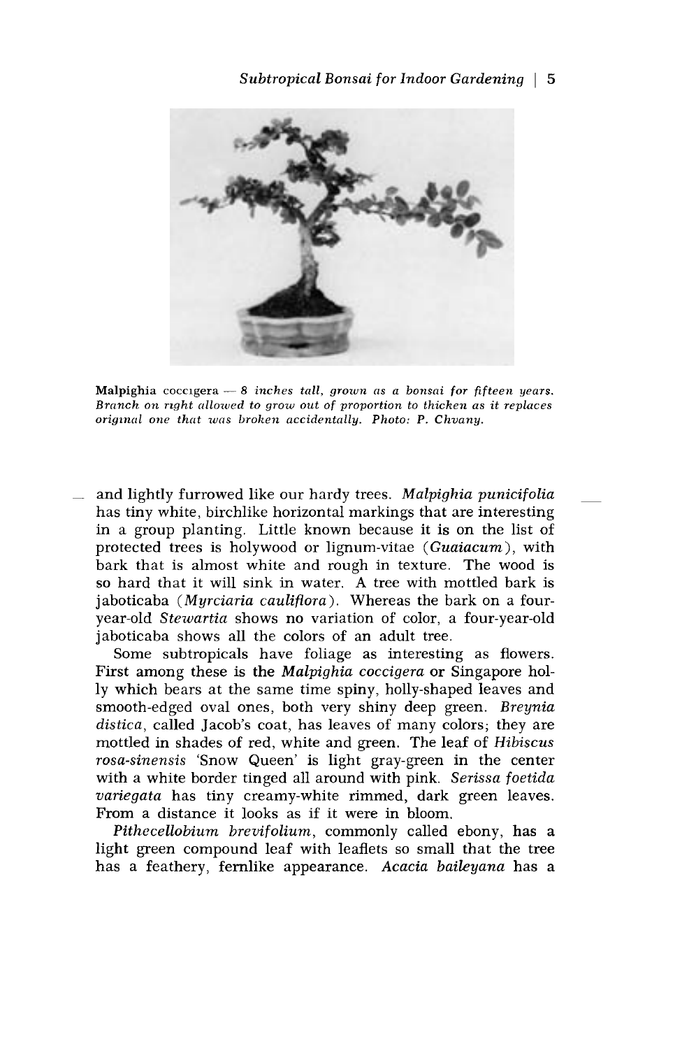**Malpighia** coccigera — *8 inches tall, grown as a bonsai for fifteen years. Branch on right allowed to grow out of proportion to thicken as it replaces original one that was broken accidentally. Photo: P. Chvany.*

and lightly furrowed like our hardy trees. *Malpighia punicifolia* has tiny white, birchlike horizontal markings that are interesting in a group planting. Little known because it is on the list of protected trees is holywood or lignum-vitae (*Guaiacum*), with bark that is almost white and rough in texture. The wood is so hard that it will sink in water. A tree with mottled bark is jaboticaba (*Myrciaria cauliflora*). Whereas the bark on a four-year-old *Stewartia* shows no variation of color, a four-year-old jaboticaba shows all the colors of an adult tree.

Some subtropicals have foliage as interesting as flowers. First among these is the *Malpighia coccigera* or Singapore holly which bears at the same time spiny, holly-shaped leaves and smooth-edged oval ones, both very shiny deep green. *Breynia distica*, called Jacob's coat, has leaves of many colors; they are mottled in shades of red, white and green. The leaf of *Hibiscus rosa-sinensis* 'Snow Queen' is light gray-green in the center with a white border tinged all around with pink. *Serissa foetida variegata* has tiny creamy-white rimmed, dark green leaves. From a distance it looks as if it were in bloom.

*Pithecellobium brevifolium*, commonly called ebony, has a light green compound leaf with leaflets so small that the tree has a feathery, fernlike appearance. *Acacia baileyana* has a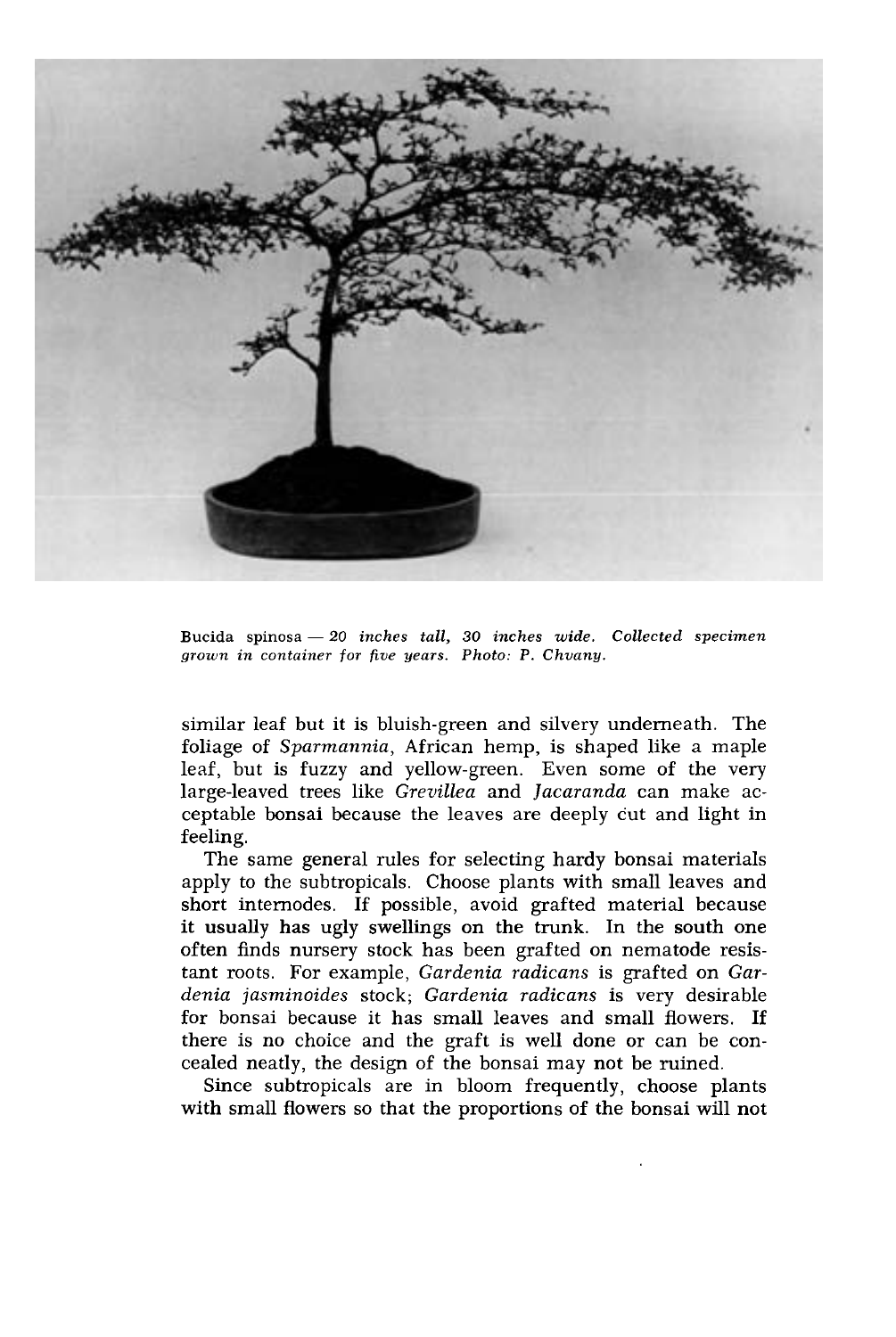Bucida spinosa — *20 inches tall, 30 inches wide. Collected specimen grown in container for five years. Photo: P. Chvany.*

similar leaf but it is bluish-green and silvery underneath. The foliage of *Sparmannia*, African hemp, is shaped like a maple leaf, but is fuzzy and yellow-green. Even some of the very large-leaved trees like *Grevillea* and *Jacaranda* can make acceptable bonsai because the leaves are deeply cut and light in feeling.

The same general rules for selecting hardy bonsai materials apply to the subtropicals. Choose plants with small leaves and short internodes. If possible, avoid grafted material because it usually has ugly swellings on the trunk. In the south one often finds nursery stock has been grafted on nematode resistant roots. For example, *Gardenia radicans* is grafted on *Gardenia jasminoides* stock; *Gardenia radicans* is very desirable for bonsai because it has small leaves and small flowers. If there is no choice and the graft is well done or can be concealed neatly, the design of the bonsai may not be ruined.

Since subtropicals are in bloom frequently, choose plants with small flowers so that the proportions of the bonsai will not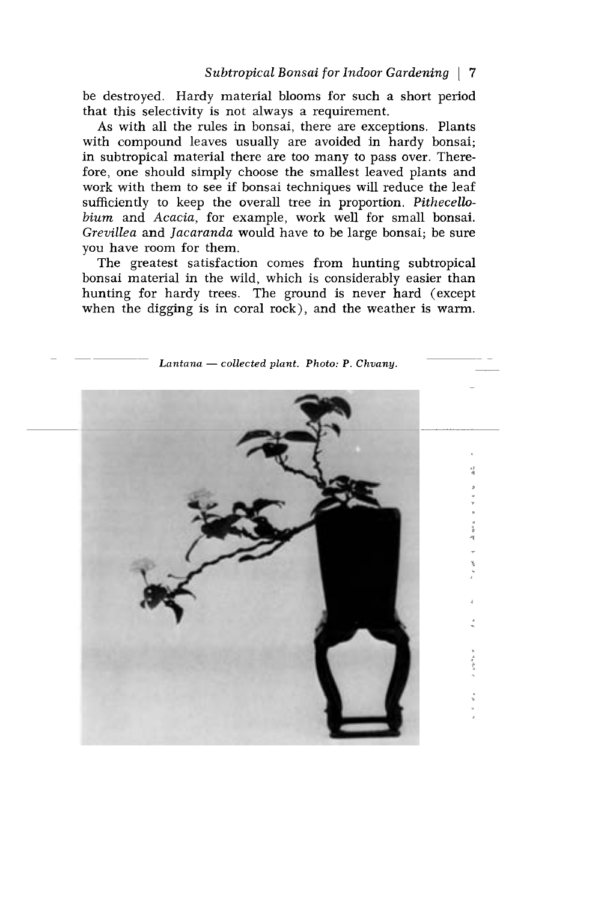be destroyed. Hardy material blooms for such a short period that this selectivity is not always a requirement.

As with all the rules in bonsai, there are exceptions. Plants with compound leaves usually are avoided in hardy bonsai; in subtropical material there are too many to pass over. Therefore, one should simply choose the smallest leaved plants and work with them to see if bonsai techniques will reduce the leaf sufficiently to keep the overall tree in proportion. *Pithecellobium* and *Acacia*, for example, work well for small bonsai. *Grevillea* and *Jacaranda* would have to be large bonsai; be sure you have room for them.

The greatest satisfaction comes from hunting subtropical bonsai material in the wild, which is considerably easier than hunting for hardy trees. The ground is never hard (except when the digging is in coral rock), and the weather is warm.

*Lantana — collected plant. Photo: P. Chvany.*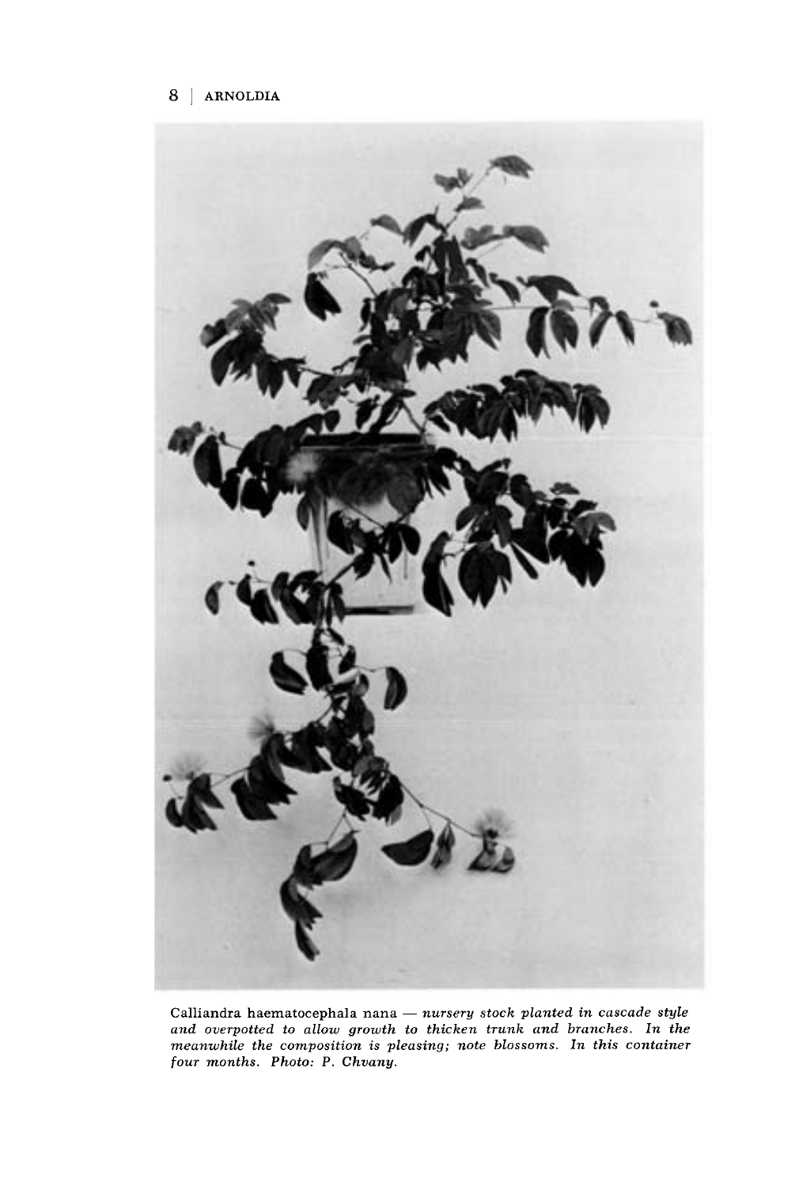Calliandra haematocephala nana — *nursery stock planted in cascade style and overpotted to allow growth to thicken trunk and branches. In the meanwhile the composition is pleasing; note blossoms. In this container four months. Photo: P. Chvany.*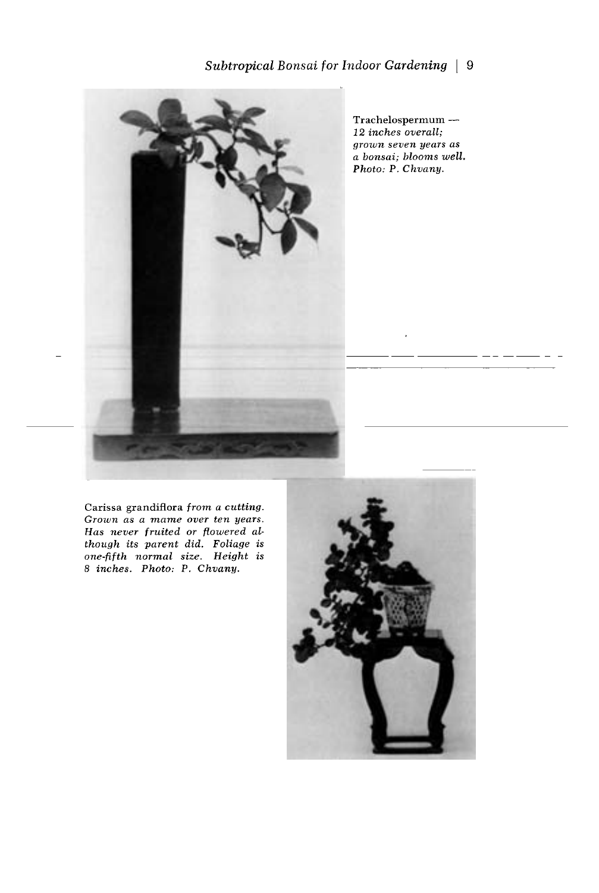Trachelospermum — *12 inches overall; grown seven years as a bonsai; blooms well. Photo: P. Chvany.*

Carissa grandiflora *from a cutting. Grown as a mame over ten years. Has never fruited or flowered although its parent did. Foliage is one-fifth normal size. Height is 8 inches. Photo: P. Chvany.*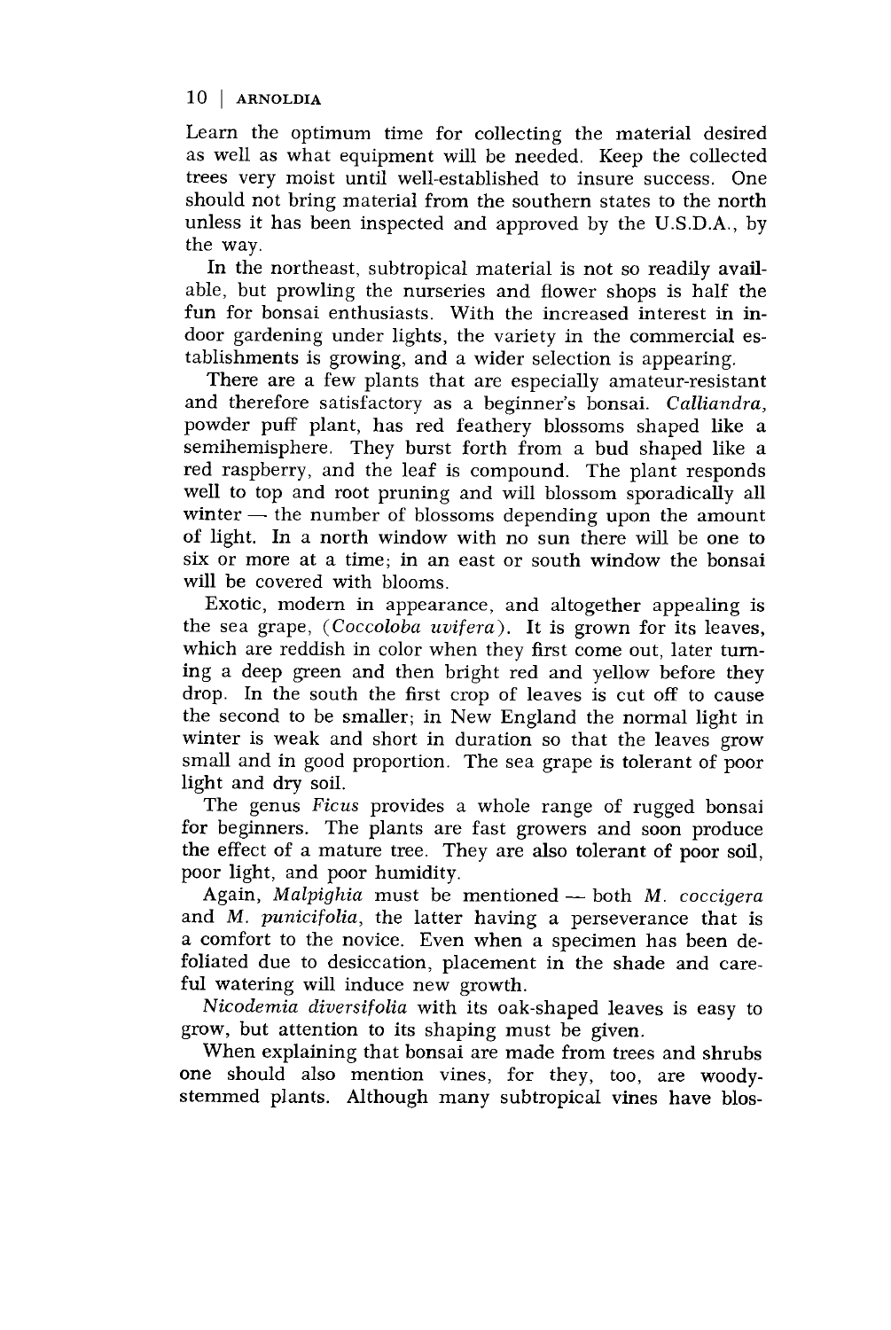Learn the optimum time for collecting the material desired as well as what equipment will be needed. Keep the collected trees very moist until well-established to insure success. One should not bring material from the southern states to the north unless it has been inspected and approved by the U.S.D.A., by the way.

In the northeast, subtropical material is not so readily available, but prowling the nurseries and flower shops is half the fun for bonsai enthusiasts. With the increased interest in indoor gardening under lights, the variety in the commercial establishments is growing, and a wider selection is appearing.

There are a few plants that are especially amateur-resistant and therefore satisfactory as a beginner's bonsai. *Calliandra*, powder puff plant, has red feathery blossoms shaped like a semihemisphere. They burst forth from a bud shaped like a red raspberry, and the leaf is compound. The plant responds well to top and root pruning and will blossom sporadically all winter — the number of blossoms depending upon the amount of light. In a north window with no sun there will be one to six or more at a time; in an east or south window the bonsai will be covered with blooms.

Exotic, modern in appearance, and altogether appealing is the sea grape, (*Coccoloba uvifera*). It is grown for its leaves, which are reddish in color when they first come out, later turning a deep green and then bright red and yellow before they drop. In the south the first crop of leaves is cut off to cause the second to be smaller; in New England the normal light in winter is weak and short in duration so that the leaves grow small and in good proportion. The sea grape is tolerant of poor light and dry soil.

The genus *Ficus* provides a whole range of rugged bonsai for beginners. The plants are fast growers and soon produce the effect of a mature tree. They are also tolerant of poor soil, poor light, and poor humidity.

Again, *Malpighia* must be mentioned — both *M. coccigera* and *M. punicifolia*, the latter having a perseverance that is a comfort to the novice. Even when a specimen has been defoliated due to desiccation, placement in the shade and careful watering will induce new growth.

*Nicodemia diversifolia* with its oak-shaped leaves is easy to grow, but attention to its shaping must be given.

When explaining that bonsai are made from trees and shrubs one should also mention vines, for they, too, are woody-stemmed plants. Although many subtropical vines have blos-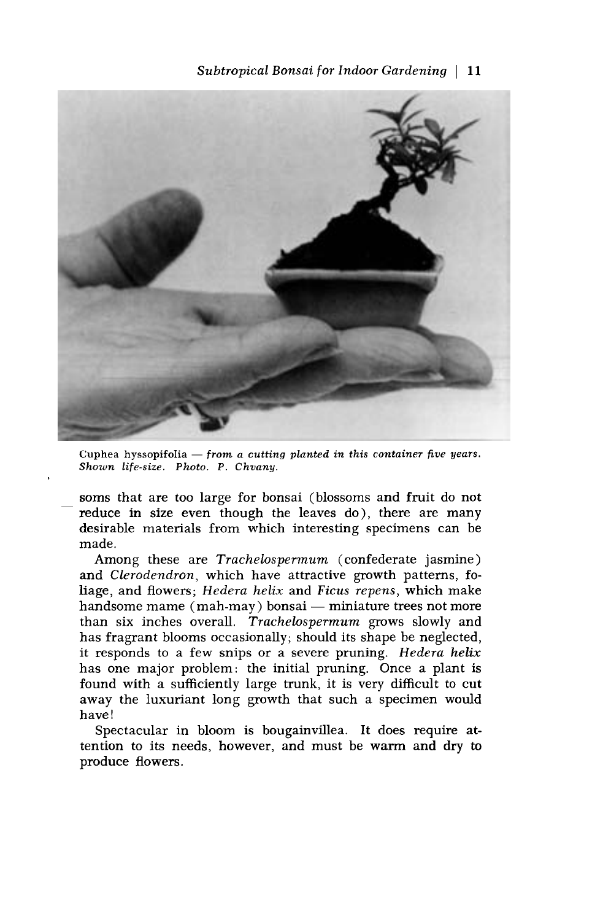*Cuphea hyssopifolia — from a cutting planted in this container five years. Shown life-size. Photo. P. Chvany.*

soms that are too large for bonsai (blossoms and fruit do not reduce in size even though the leaves do), there are many desirable materials from which interesting specimens can be made.

Among these are *Trachelospermum* (confederate jasmine) and *Clerodendron*, which have attractive growth patterns, foliage, and flowers; *Hedera helix* and *Ficus repens*, which make handsome mame (mah-may) bonsai — miniature trees not more than six inches overall. *Trachelospermum* grows slowly and has fragrant blooms occasionally; should its shape be neglected, it responds to a few snips or a severe pruning. *Hedera helix* has one major problem: the initial pruning. Once a plant is found with a sufficiently large trunk, it is very difficult to cut away the luxuriant long growth that such a specimen would have!

Spectacular in bloom is bougainvillea. It does require attention to its needs, however, and must be warm and dry to produce flowers.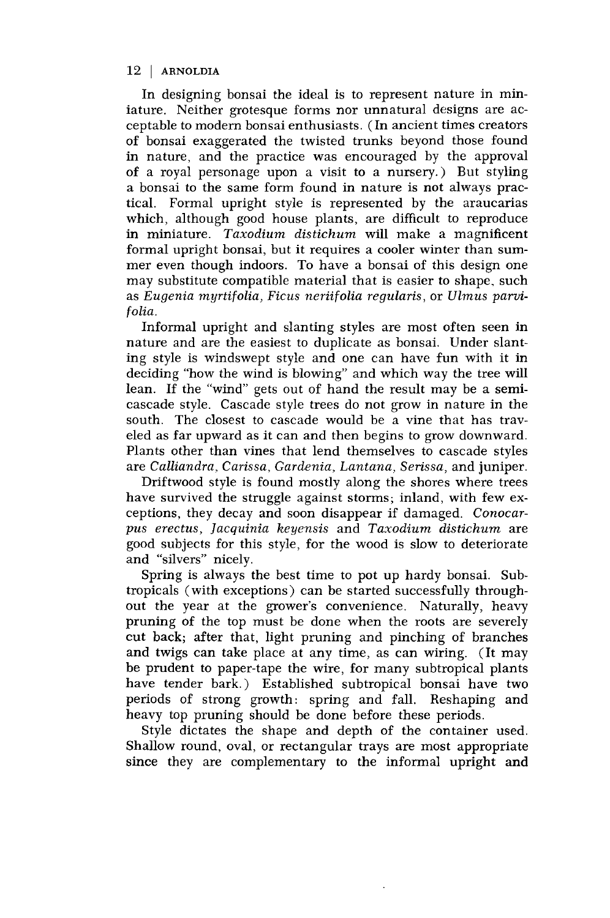In designing bonsai the ideal is to represent nature in miniature. Neither grotesque forms nor unnatural designs are acceptable to modern bonsai enthusiasts. (In ancient times creators of bonsai exaggerated the twisted trunks beyond those found in nature, and the practice was encouraged by the approval of a royal personage upon a visit to a nursery.) But styling a bonsai to the same form found in nature is not always practical. Formal upright style is represented by the araucarias which, although good house plants, are difficult to reproduce in miniature. *Taxodium distichum* will make a magnificent formal upright bonsai, but it requires a cooler winter than summer even though indoors. To have a bonsai of this design one may substitute compatible material that is easier to shape, such as *Eugenia myrtifolia, Ficus neriifolia regularis,* or *Ulmus parvifolia.*

Informal upright and slanting styles are most often seen in nature and are the easiest to duplicate as bonsai. Under slanting style is windswept style and one can have fun with it in deciding "how the wind is blowing" and which way the tree will lean. If the "wind" gets out of hand the result may be a semi-cascade style. Cascade style trees do not grow in nature in the south. The closest to cascade would be a vine that has traveled as far upward as it can and then begins to grow downward. Plants other than vines that lend themselves to cascade styles are *Calliandra, Carissa, Gardenia, Lantana, Serissa,* and juniper.

Driftwood style is found mostly along the shores where trees have survived the struggle against storms; inland, with few exceptions, they decay and soon disappear if damaged. *Conocarpus erectus, Jacquinia keyensis* and *Taxodium distichum* are good subjects for this style, for the wood is slow to deteriorate and "silvers" nicely.

Spring is always the best time to pot up hardy bonsai. Subtropicals (with exceptions) can be started successfully throughout the year at the grower's convenience. Naturally, heavy pruning of the top must be done when the roots are severely cut back; after that, light pruning and pinching of branches and twigs can take place at any time, as can wiring. (It may be prudent to paper-tape the wire, for many subtropical plants have tender bark.) Established subtropical bonsai have two periods of strong growth: spring and fall. Reshaping and heavy top pruning should be done before these periods.

Style dictates the shape and depth of the container used. Shallow round, oval, or rectangular trays are most appropriate since they are complementary to the informal upright and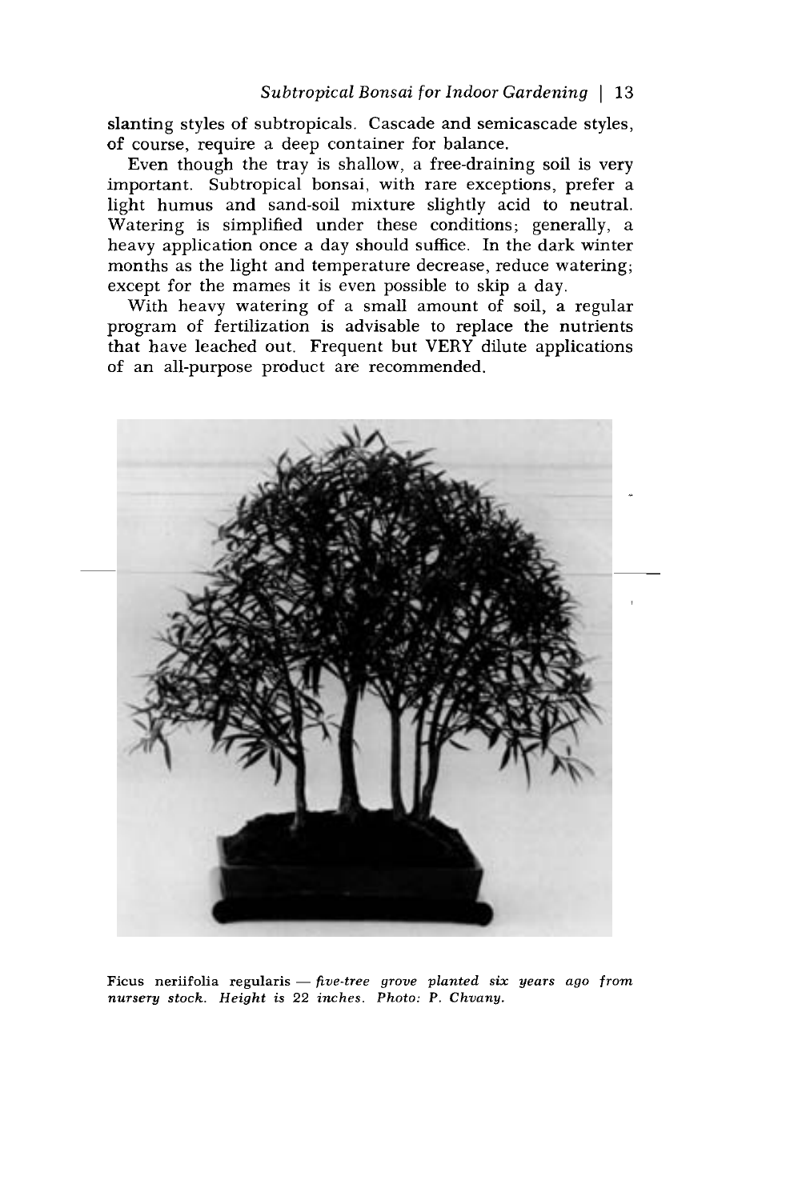slanting styles of subtropicals. Cascade and semicascade styles, of course, require a deep container for balance.

Even though the tray is shallow, a free-draining soil is very important. Subtropical bonsai, with rare exceptions, prefer a light humus and sand-soil mixture slightly acid to neutral. Watering is simplified under these conditions; generally, a heavy application once a day should suffice. In the dark winter months as the light and temperature decrease, reduce watering; except for the mames it is even possible to skip a day.

With heavy watering of a small amount of soil, a regular program of fertilization is advisable to replace the nutrients that have leached out. Frequent but VERY dilute applications of an all-purpose product are recommended.

Ficus neriifolia regularis — *five-tree grove planted six years ago from nursery stock. Height is 22 inches. Photo: P. Chvany.*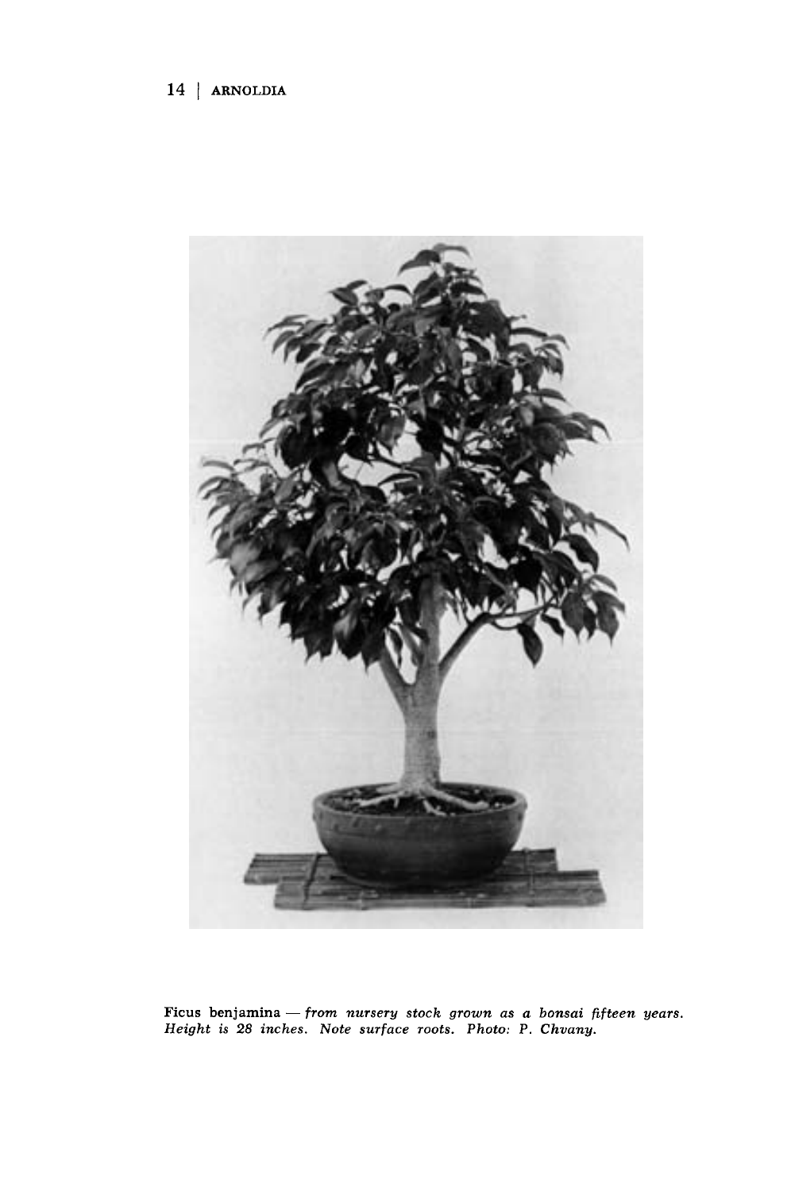**Ficus benjamina** — *from nursery stock grown as a bonsai fifteen years. Height is 28 inches. Note surface roots. Photo: P. Chvany.*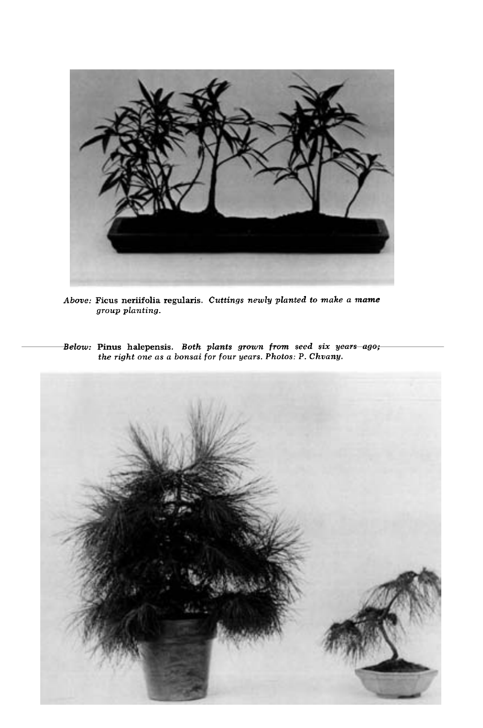*Above:* **Ficus neriifolia regularis.** *Cuttings newly planted to make a* **mame** *group planting.*

*Below:* **Pinus halepensis.** *Both plants grown from seed six years ago; the right one as a bonsai for four years. Photos: P. Chvany.*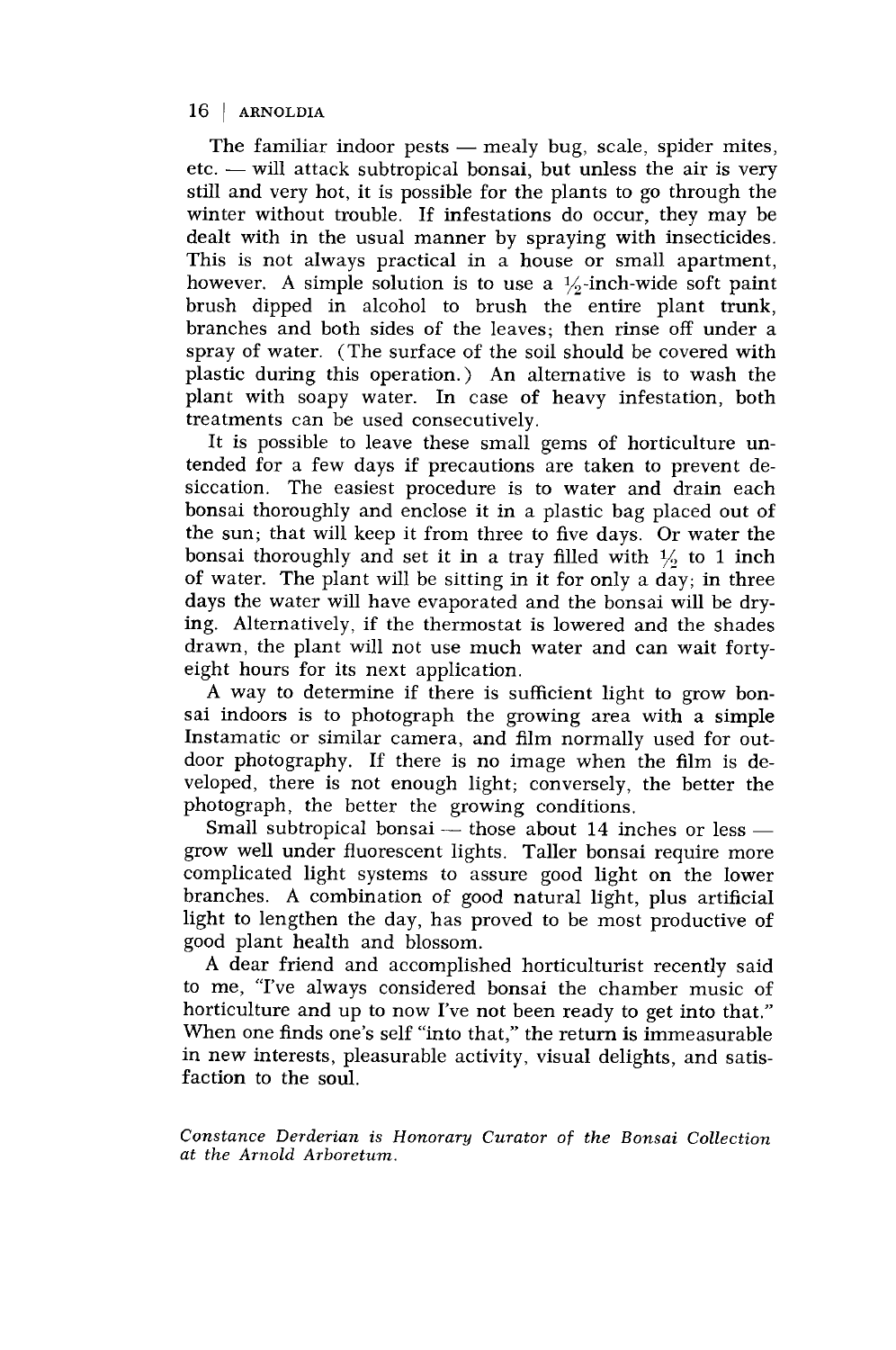The familiar indoor pests — mealy bug, scale, spider mites, etc. — will attack subtropical bonsai, but unless the air is very still and very hot, it is possible for the plants to go through the winter without trouble. If infestations do occur, they may be dealt with in the usual manner by spraying with insecticides. This is not always practical in a house or small apartment, however. A simple solution is to use a ½-inch-wide soft paint brush dipped in alcohol to brush the entire plant trunk, branches and both sides of the leaves; then rinse off under a spray of water. (The surface of the soil should be covered with plastic during this operation.) An alternative is to wash the plant with soapy water. In case of heavy infestation, both treatments can be used consecutively.

It is possible to leave these small gems of horticulture untended for a few days if precautions are taken to prevent desiccation. The easiest procedure is to water and drain each bonsai thoroughly and enclose it in a plastic bag placed out of the sun; that will keep it from three to five days. Or water the bonsai thoroughly and set it in a tray filled with ½ to 1 inch of water. The plant will be sitting in it for only a day; in three days the water will have evaporated and the bonsai will be drying. Alternatively, if the thermostat is lowered and the shades drawn, the plant will not use much water and can wait forty-eight hours for its next application.

A way to determine if there is sufficient light to grow bonsai indoors is to photograph the growing area with a simple Instamatic or similar camera, and film normally used for outdoor photography. If there is no image when the film is developed, there is not enough light; conversely, the better the photograph, the better the growing conditions.

Small subtropical bonsai — those about 14 inches or less — grow well under fluorescent lights. Taller bonsai require more complicated light systems to assure good light on the lower branches. A combination of good natural light, plus artificial light to lengthen the day, has proved to be most productive of good plant health and blossom.

A dear friend and accomplished horticulturist recently said to me, "I've always considered bonsai the chamber music of horticulture and up to now I've not been ready to get into that." When one finds one's self "into that," the return is immeasurable in new interests, pleasurable activity, visual delights, and satisfaction to the soul.

*Constance Derderian is Honorary Curator of the Bonsai Collection at the Arnold Arboretum.*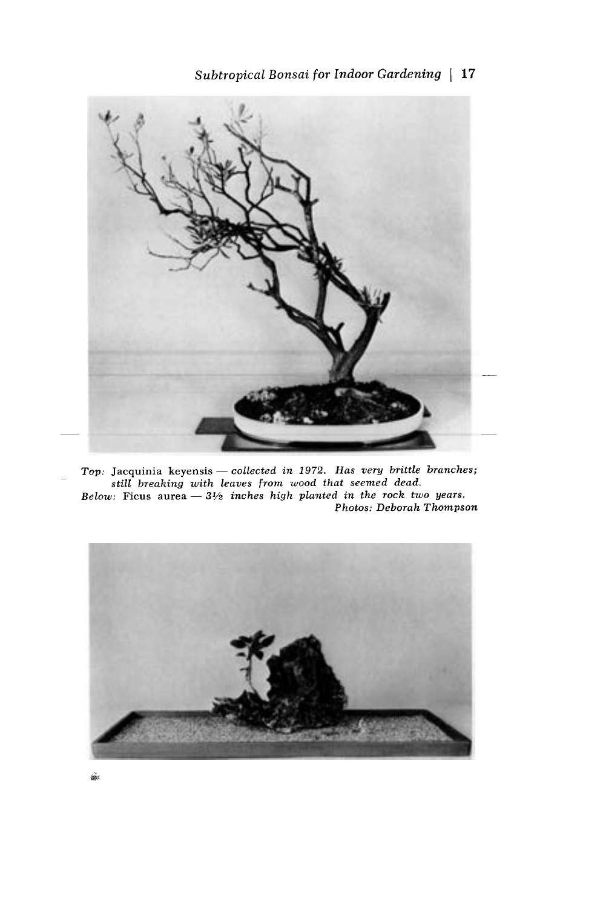*Top:* Jacquinia keyensis — *collected in 1972. Has very brittle branches; still breaking with leaves from wood that seemed dead.*
*Below:* Ficus aurea — *3½ inches high planted in the rock two years.*
*Photos: Deborah Thompson*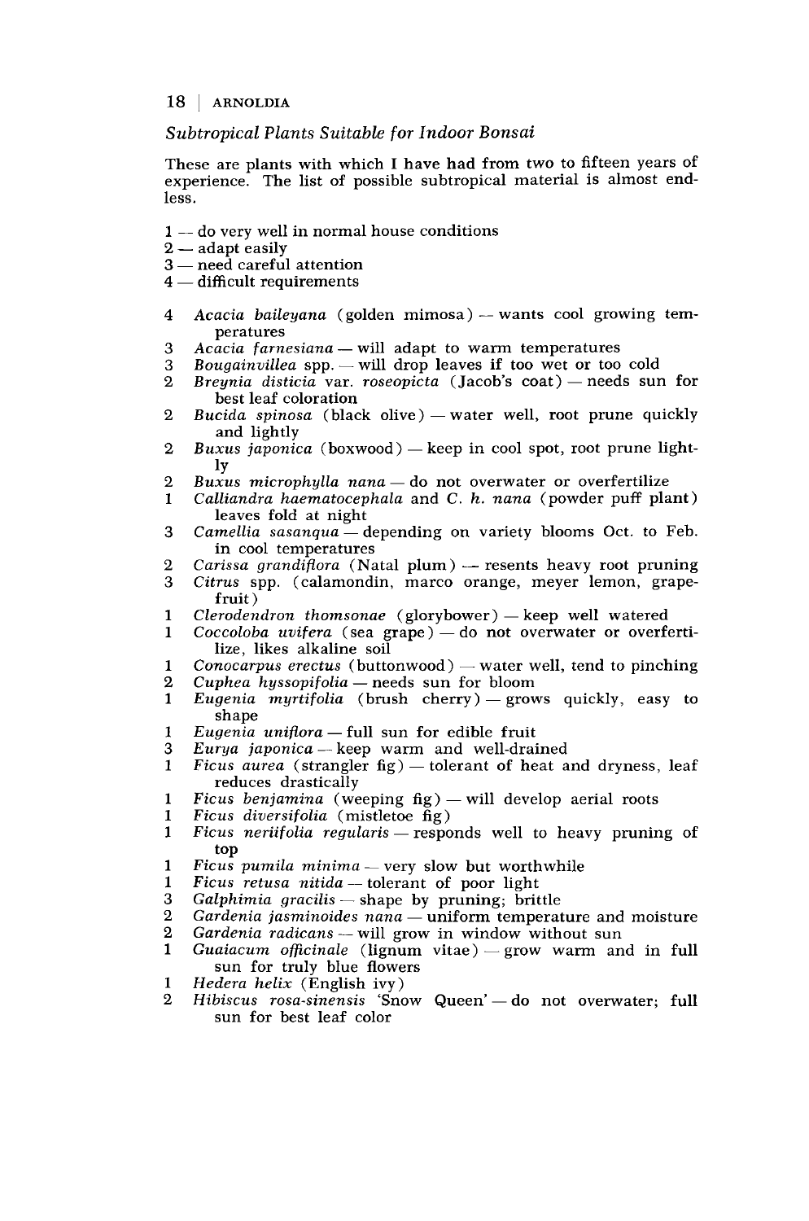*Subtropical Plants Suitable for Indoor Bonsai*

These are plants with which I have had from two to fifteen years of experience. The list of possible subtropical material is almost endless.

1 — do very well in normal house conditions
2 — adapt easily
3 — need careful attention
4 — difficult requirements

4 *Acacia baileyana* (golden mimosa) — wants cool growing temperatures
3 *Acacia farnesiana* — will adapt to warm temperatures
3 *Bougainvillea* spp. — will drop leaves if too wet or too cold
2 *Breynia disticia* var. *roseopicta* (Jacob's coat) — needs sun for best leaf coloration
2 *Bucida spinosa* (black olive) — water well, root prune quickly and lightly
2 *Buxus japonica* (boxwood) — keep in cool spot, root prune lightly
2 *Buxus microphylla nana* — do not overwater or overfertilize
1 *Calliandra haematocephala* and *C. h. nana* (powder puff plant) leaves fold at night
3 *Camellia sasanqua* — depending on variety blooms Oct. to Feb. in cool temperatures
2 *Carissa grandiflora* (Natal plum) — resents heavy root pruning
3 *Citrus* spp. (calamondin, marco orange, meyer lemon, grapefruit)
1 *Clerodendron thomsonae* (glorybower) — keep well watered
1 *Coccoloba uvifera* (sea grape) — do not overwater or overfertilize, likes alkaline soil
1 *Conocarpus erectus* (buttonwood) — water well, tend to pinching
2 *Cuphea hyssopifolia* — needs sun for bloom
1 *Eugenia myrtifolia* (brush cherry) — grows quickly, easy to shape
1 *Eugenia uniflora* — full sun for edible fruit
3 *Eurya japonica* — keep warm and well-drained
1 *Ficus aurea* (strangler fig) — tolerant of heat and dryness, leaf reduces drastically
1 *Ficus benjamina* (weeping fig) — will develop aerial roots
1 *Ficus diversifolia* (mistletoe fig)
1 *Ficus neriifolia regularis* — responds well to heavy pruning of top
1 *Ficus pumila minima* — very slow but worthwhile
1 *Ficus retusa nitida* — tolerant of poor light
3 *Galphimia gracilis* — shape by pruning; brittle
2 *Gardenia jasminoides nana* — uniform temperature and moisture
2 *Gardenia radicans* — will grow in window without sun
1 *Guaiacum officinale* (lignum vitae) — grow warm and in full sun for truly blue flowers
1 *Hedera helix* (English ivy)
2 *Hibiscus rosa-sinensis* 'Snow Queen' — do not overwater; full sun for best leaf color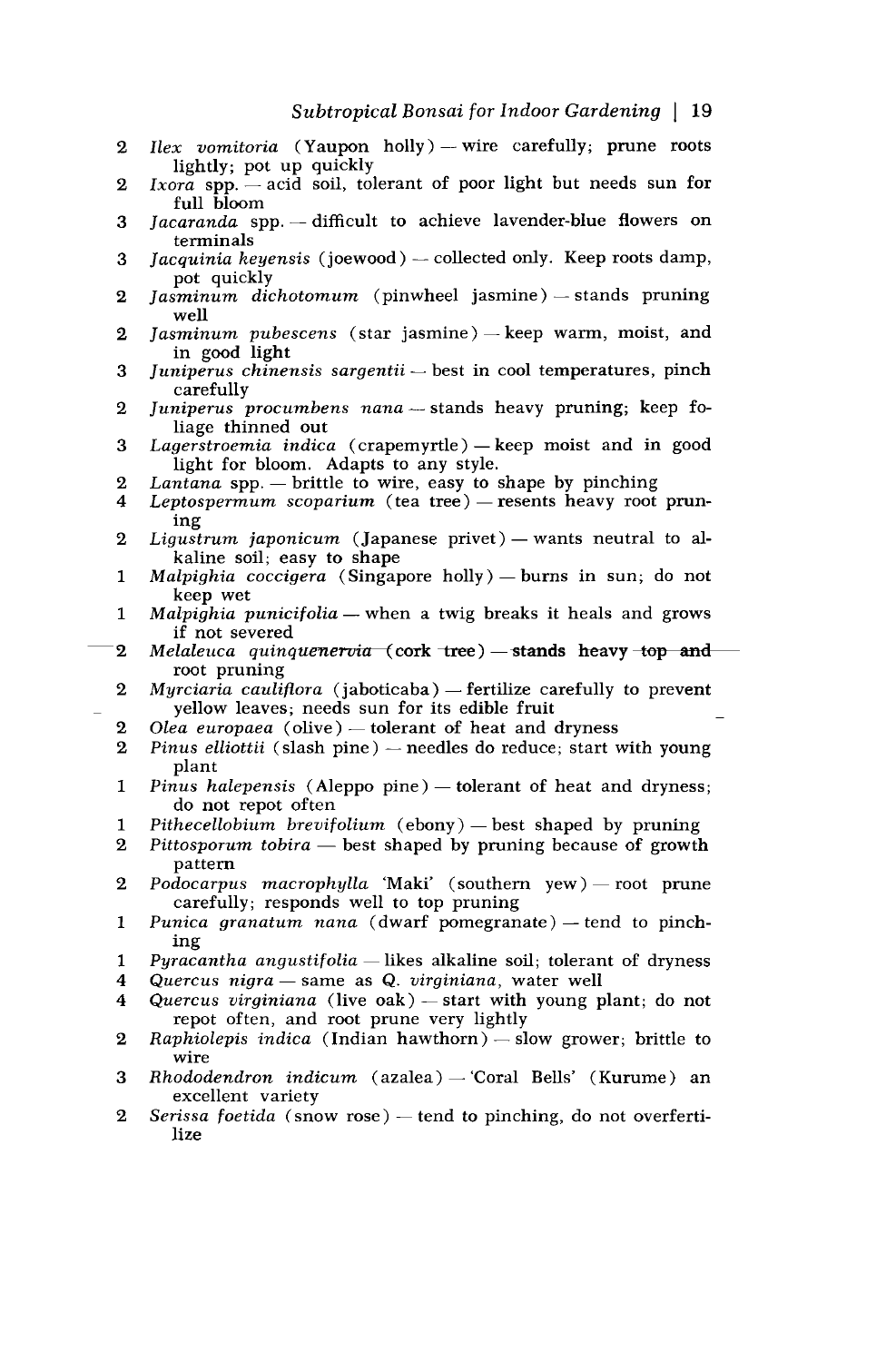2 *Ilex vomitoria* (Yaupon holly) — wire carefully; prune roots lightly; pot up quickly

2 *Ixora* spp. — acid soil, tolerant of poor light but needs sun for full bloom

3 *Jacaranda* spp. — difficult to achieve lavender-blue flowers on terminals

3 *Jacquinia keyensis* (joewood) — collected only. Keep roots damp, pot quickly

2 *Jasminum dichotomum* (pinwheel jasmine) — stands pruning well

2 *Jasminum pubescens* (star jasmine) — keep warm, moist, and in good light

3 *Juniperus chinensis sargentii* — best in cool temperatures, pinch carefully

2 *Juniperus procumbens nana* — stands heavy pruning; keep foliage thinned out

3 *Lagerstroemia indica* (crapemyrtle) — keep moist and in good light for bloom. Adapts to any style.

2 *Lantana* spp. — brittle to wire, easy to shape by pinching

4 *Leptospermum scoparium* (tea tree) — resents heavy root pruning

2 *Ligustrum japonicum* (Japanese privet) — wants neutral to alkaline soil; easy to shape

1 *Malpighia coccigera* (Singapore holly) — burns in sun; do not keep wet

1 *Malpighia punicifolia* — when a twig breaks it heals and grows if not severed

2 *Melaleuca quinquenervia* (cork tree) — stands heavy top and root pruning

2 *Myrciaria cauliflora* (jaboticaba) — fertilize carefully to prevent yellow leaves; needs sun for its edible fruit

2 *Olea europaea* (olive) — tolerant of heat and dryness

2 *Pinus elliottii* (slash pine) — needles do reduce; start with young plant

1 *Pinus halepensis* (Aleppo pine) — tolerant of heat and dryness; do not repot often

1 *Pithecellobium brevifolium* (ebony) — best shaped by pruning

2 *Pittosporum tobira* — best shaped by pruning because of growth pattern

2 *Podocarpus macrophylla* 'Maki' (southern yew) — root prune carefully; responds well to top pruning

1 *Punica granatum nana* (dwarf pomegranate) — tend to pinching

1 *Pyracantha angustifolia* — likes alkaline soil; tolerant of dryness

4 *Quercus nigra* — same as *Q. virginiana*, water well

4 *Quercus virginiana* (live oak) — start with young plant; do not repot often, and root prune very lightly

2 *Raphiolepis indica* (Indian hawthorn) — slow grower; brittle to wire

3 *Rhododendron indicum* (azalea) — 'Coral Bells' (Kurume) an excellent variety

2 *Serissa foetida* (snow rose) — tend to pinching, do not overfertilize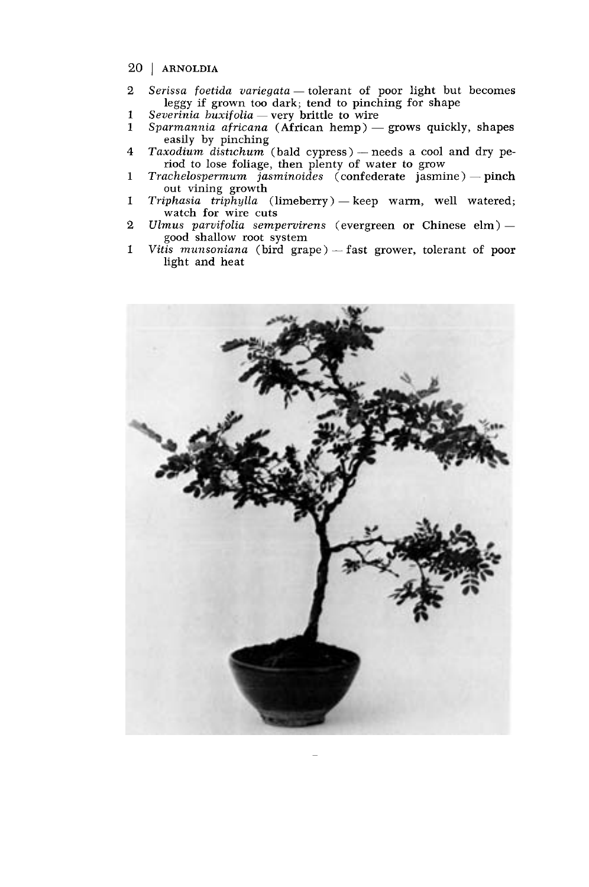2 *Serissa foetida variegata* — tolerant of poor light but becomes leggy if grown too dark; tend to pinching for shape

1 *Severinia buxifolia* — very brittle to wire

1 *Sparmannia africana* (African hemp) — grows quickly, shapes easily by pinching

4 *Taxodium distichum* (bald cypress) — needs a cool and dry period to lose foliage, then plenty of water to grow

1 *Trachelospermum jasminoides* (confederate jasmine) — pinch out vining growth

1 *Triphasia triphylla* (limeberry) — keep warm, well watered; watch for wire cuts

2 *Ulmus parvifolia sempervirens* (evergreen or Chinese elm) — good shallow root system

1 *Vitis munsoniana* (bird grape) — fast grower, tolerant of poor light and heat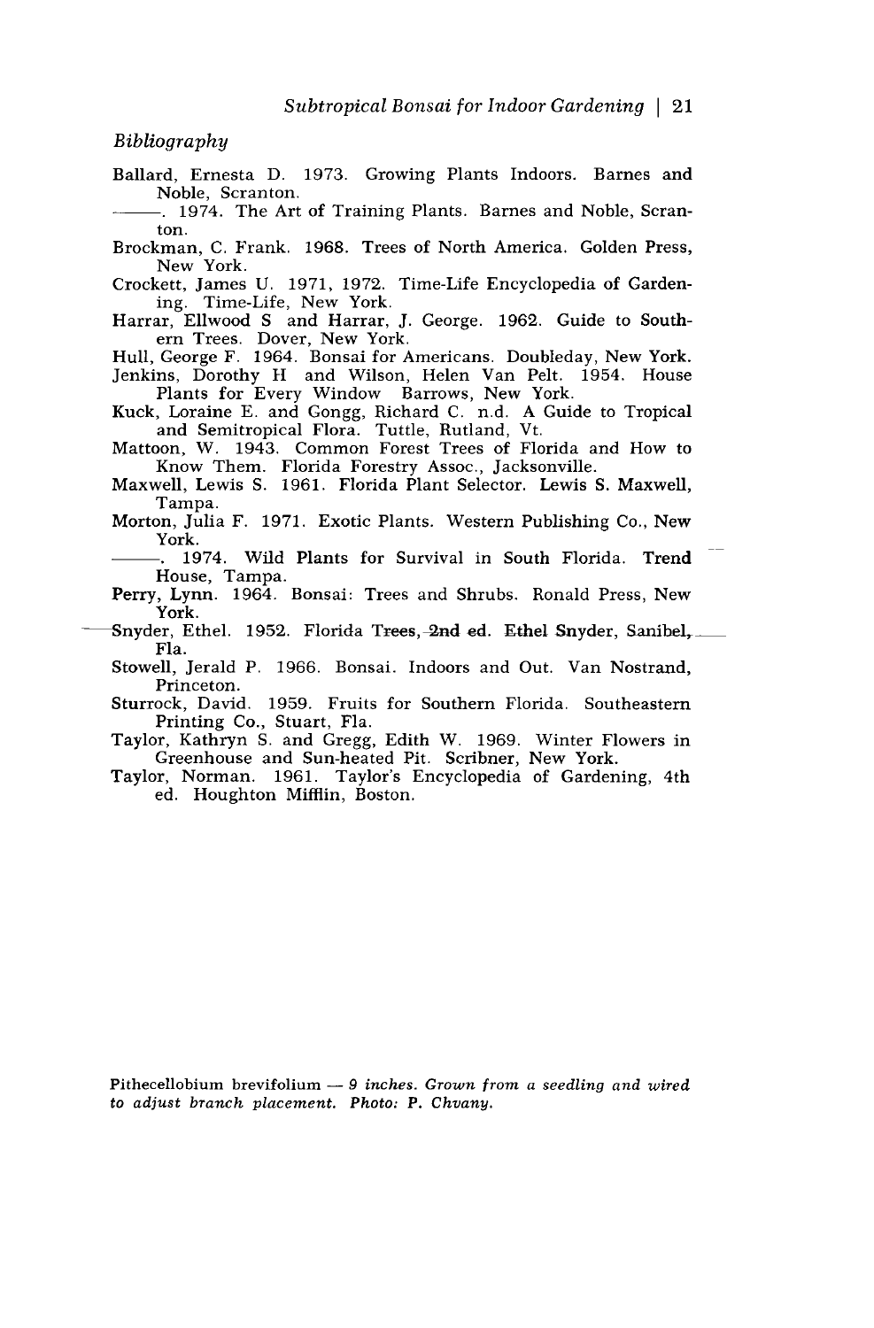*Bibliography*

Ballard, Ernesta D. 1973. Growing Plants Indoors. Barnes and Noble, Scranton.

———. 1974. The Art of Training Plants. Barnes and Noble, Scranton.

Brockman, C. Frank. 1968. Trees of North America. Golden Press, New York.

Crockett, James U. 1971, 1972. Time-Life Encyclopedia of Gardening. Time-Life, New York.

Harrar, Ellwood S and Harrar, J. George. 1962. Guide to Southern Trees. Dover, New York.

Hull, George F. 1964. Bonsai for Americans. Doubleday, New York.

Jenkins, Dorothy H and Wilson, Helen Van Pelt. 1954. House Plants for Every Window Barrows, New York.

Kuck, Loraine E. and Gongg, Richard C. n.d. A Guide to Tropical and Semitropical Flora. Tuttle, Rutland, Vt.

Mattoon, W. 1943. Common Forest Trees of Florida and How to Know Them. Florida Forestry Assoc., Jacksonville.

Maxwell, Lewis S. 1961. Florida Plant Selector. Lewis S. Maxwell, Tampa.

Morton, Julia F. 1971. Exotic Plants. Western Publishing Co., New York.

———. 1974. Wild Plants for Survival in South Florida. Trend House, Tampa.

Perry, Lynn. 1964. Bonsai: Trees and Shrubs. Ronald Press, New York.

Snyder, Ethel. 1952. Florida Trees, 2nd ed. Ethel Snyder, Sanibel, Fla.

Stowell, Jerald P. 1966. Bonsai. Indoors and Out. Van Nostrand, Princeton.

Sturrock, David. 1959. Fruits for Southern Florida. Southeastern Printing Co., Stuart, Fla.

Taylor, Kathryn S. and Gregg, Edith W. 1969. Winter Flowers in Greenhouse and Sun-heated Pit. Scribner, New York.

Taylor, Norman. 1961. Taylor's Encyclopedia of Gardening, 4th ed. Houghton Mifflin, Boston.

Pithecellobium brevifolium — *9 inches. Grown from a seedling and wired to adjust branch placement. Photo:* P. Chvany.